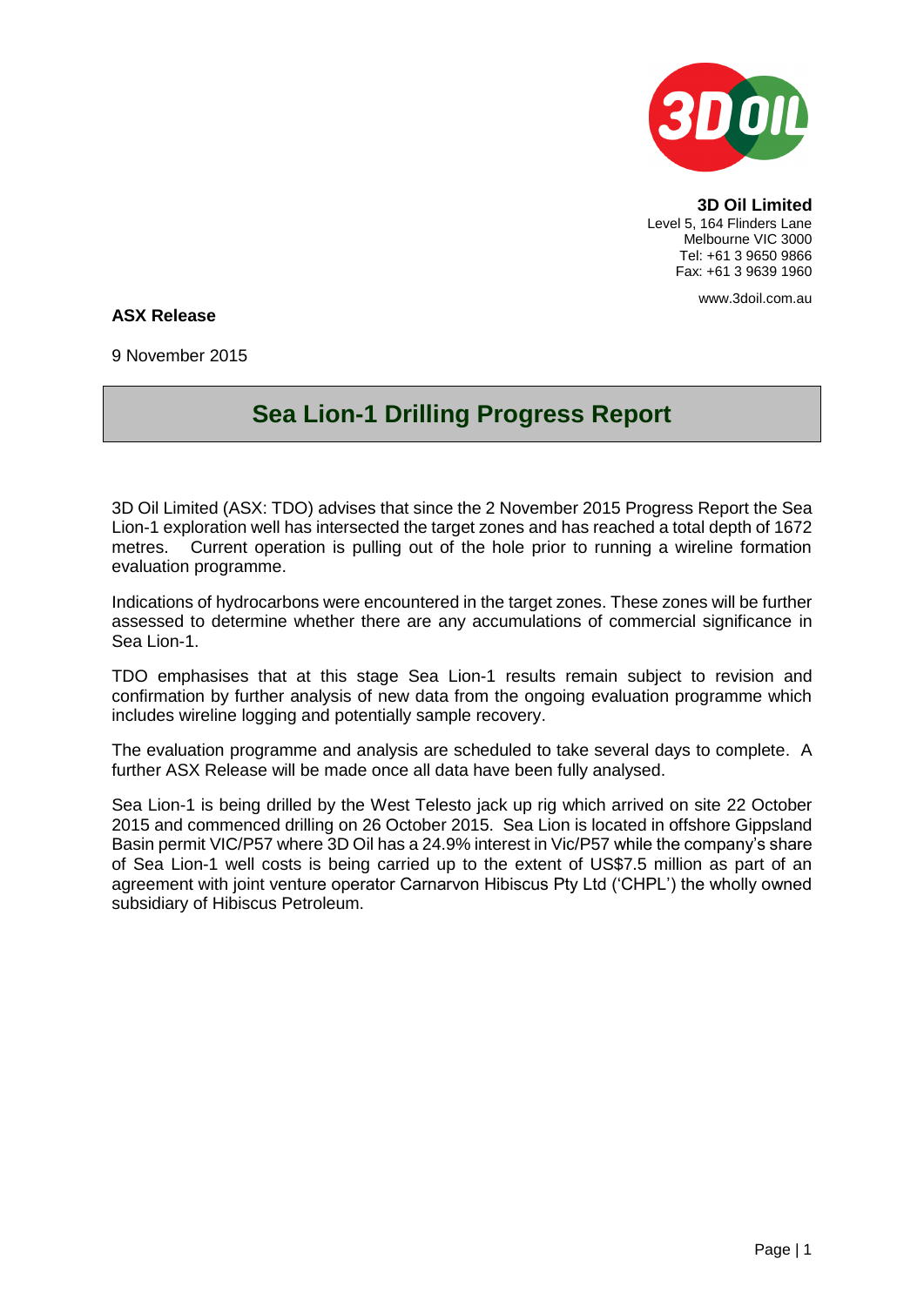**3D Oil Limited**
Level 5, 164 Flinders Lane
Melbourne VIC 3000
Tel: +61 3 9650 9866
Fax: +61 3 9639 1960

www.3doil.com.au

**ASX Release**

9 November 2015

# Sea Lion-1 Drilling Progress Report

3D Oil Limited (ASX: TDO) advises that since the 2 November 2015 Progress Report the Sea Lion-1 exploration well has intersected the target zones and has reached a total depth of 1672 metres. Current operation is pulling out of the hole prior to running a wireline formation evaluation programme.

Indications of hydrocarbons were encountered in the target zones. These zones will be further assessed to determine whether there are any accumulations of commercial significance in Sea Lion-1.

TDO emphasises that at this stage Sea Lion-1 results remain subject to revision and confirmation by further analysis of new data from the ongoing evaluation programme which includes wireline logging and potentially sample recovery.

The evaluation programme and analysis are scheduled to take several days to complete. A further ASX Release will be made once all data have been fully analysed.

Sea Lion-1 is being drilled by the West Telesto jack up rig which arrived on site 22 October 2015 and commenced drilling on 26 October 2015. Sea Lion is located in offshore Gippsland Basin permit VIC/P57 where 3D Oil has a 24.9% interest in Vic/P57 while the company's share of Sea Lion-1 well costs is being carried up to the extent of US$7.5 million as part of an agreement with joint venture operator Carnarvon Hibiscus Pty Ltd ('CHPL') the wholly owned subsidiary of Hibiscus Petroleum.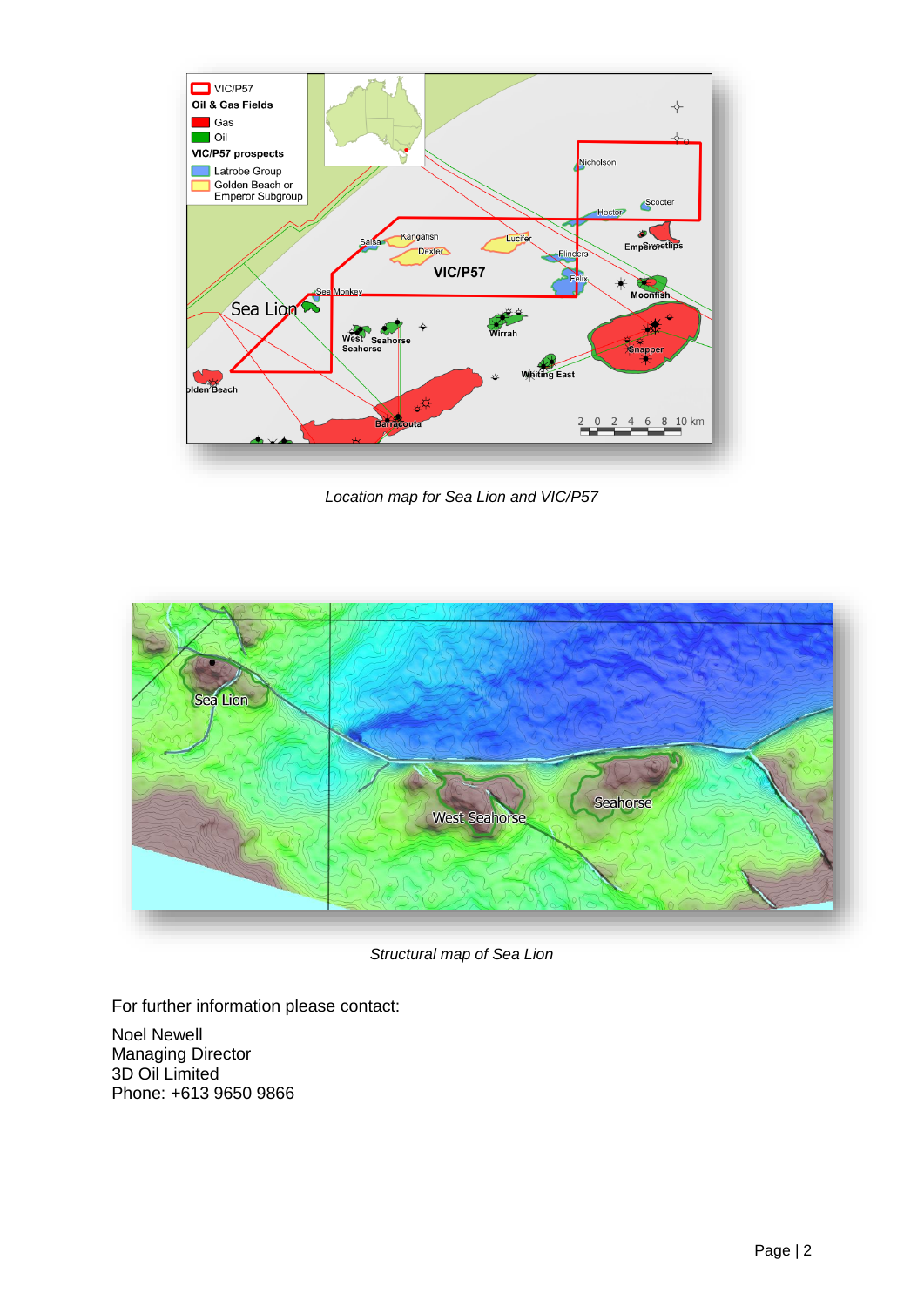*Location map for Sea Lion and VIC/P57*

*Structural map of Sea Lion*

For further information please contact:

Noel Newell
Managing Director
3D Oil Limited
Phone: +613 9650 9866